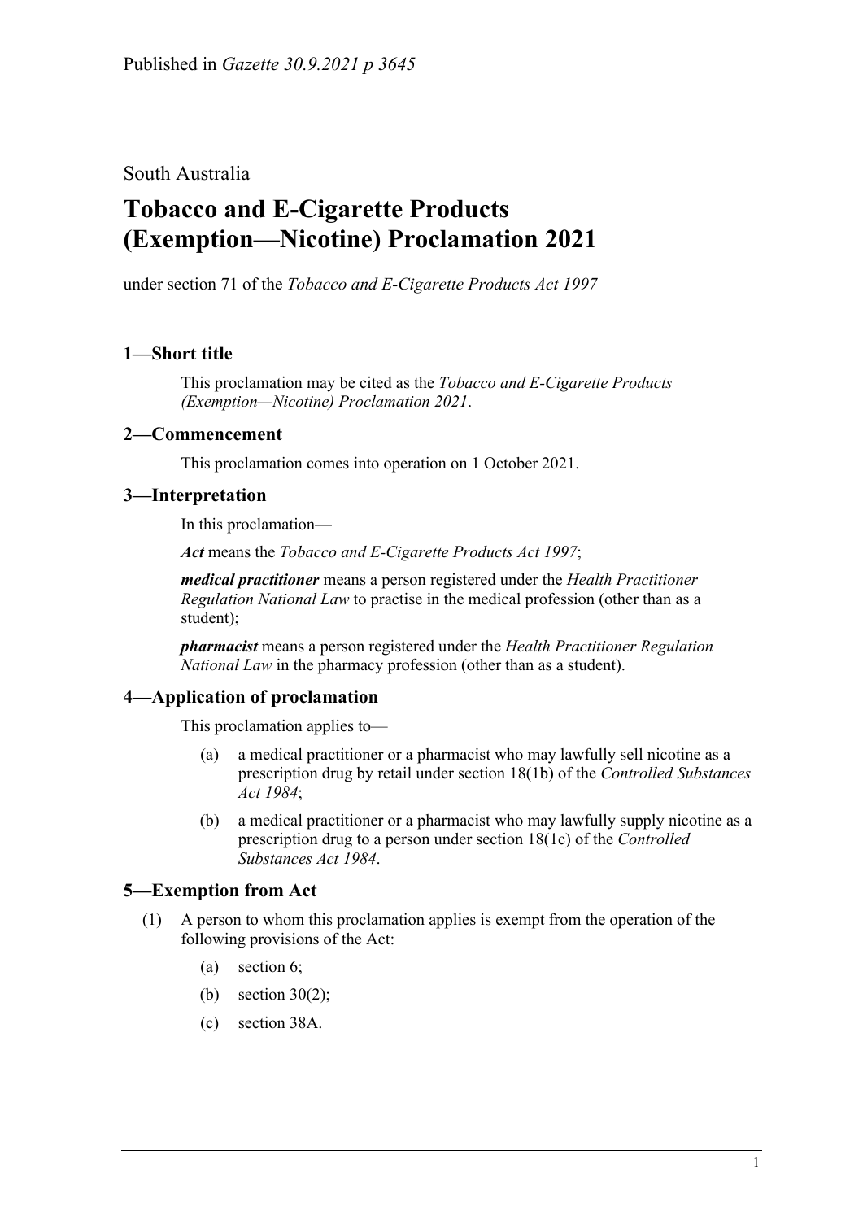Published in *Gazette 30.9.2021 p 3645*

South Australia

# Tobacco and E-Cigarette Products (Exemption—Nicotine) Proclamation 2021

under section 71 of the *Tobacco and E-Cigarette Products Act 1997*

## 1—Short title

This proclamation may be cited as the *Tobacco and E-Cigarette Products (Exemption—Nicotine) Proclamation 2021*.

## 2—Commencement

This proclamation comes into operation on 1 October 2021.

## 3—Interpretation

In this proclamation—

***Act*** means the *Tobacco and E-Cigarette Products Act 1997*;

***medical practitioner*** means a person registered under the *Health Practitioner Regulation National Law* to practise in the medical profession (other than as a student);

***pharmacist*** means a person registered under the *Health Practitioner Regulation National Law* in the pharmacy profession (other than as a student).

## 4—Application of proclamation

This proclamation applies to—

(a) a medical practitioner or a pharmacist who may lawfully sell nicotine as a prescription drug by retail under section 18(1b) of the *Controlled Substances Act 1984*;

(b) a medical practitioner or a pharmacist who may lawfully supply nicotine as a prescription drug to a person under section 18(1c) of the *Controlled Substances Act 1984*.

## 5—Exemption from Act

(1) A person to whom this proclamation applies is exempt from the operation of the following provisions of the Act:

(a) section 6;

(b) section 30(2);

(c) section 38A.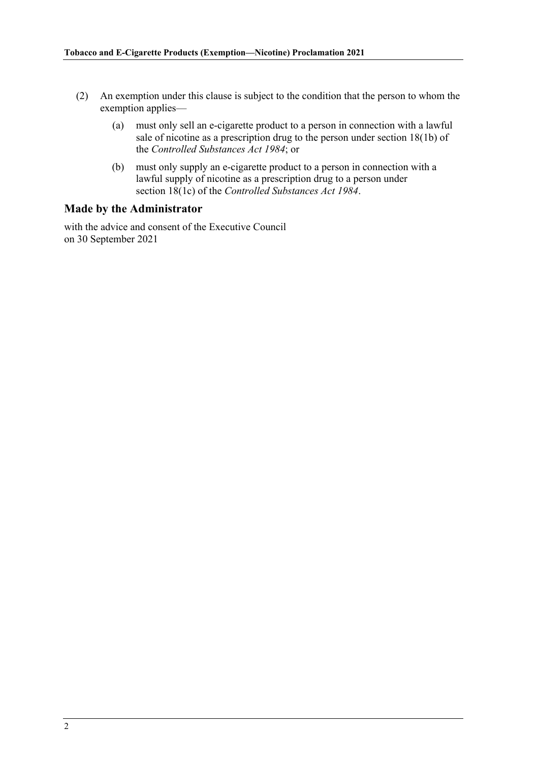(2) An exemption under this clause is subject to the condition that the person to whom the exemption applies—

(a) must only sell an e-cigarette product to a person in connection with a lawful sale of nicotine as a prescription drug to the person under section 18(1b) of the *Controlled Substances Act 1984*; or

(b) must only supply an e-cigarette product to a person in connection with a lawful supply of nicotine as a prescription drug to a person under section 18(1c) of the *Controlled Substances Act 1984*.

## Made by the Administrator

with the advice and consent of the Executive Council
on 30 September 2021